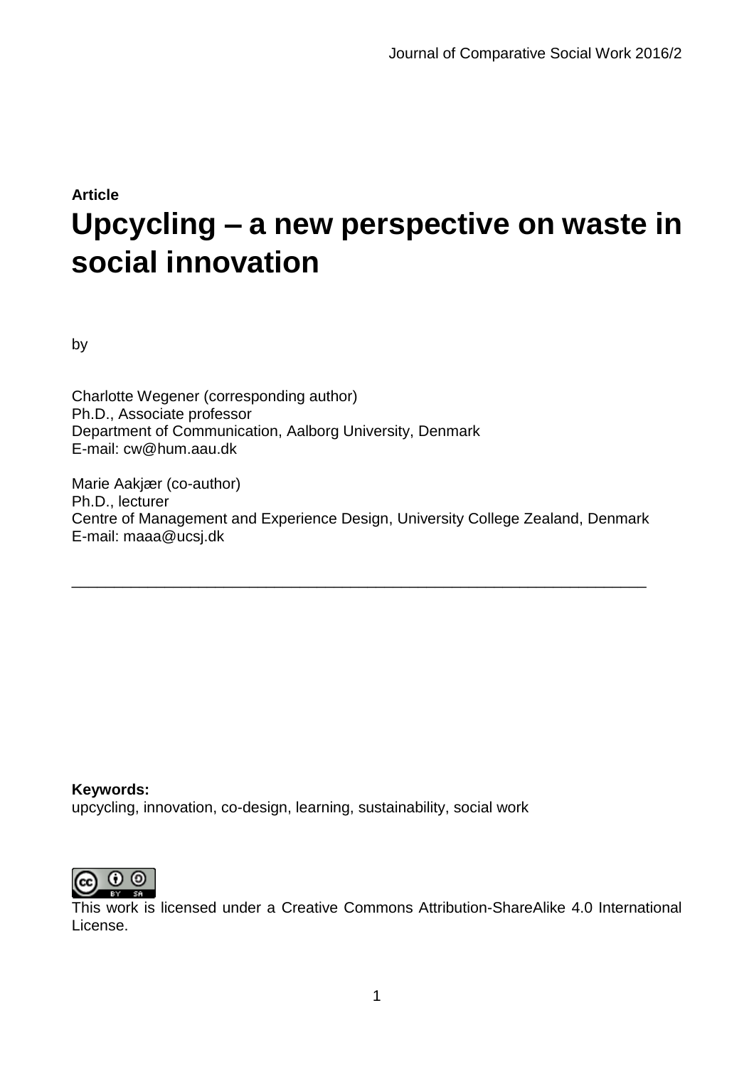**Article**

# Upcycling – a new perspective on waste in social innovation

by

Charlotte Wegener (corresponding author)
Ph.D., Associate professor
Department of Communication, Aalborg University, Denmark
E-mail: cw@hum.aau.dk

Marie Aakjær (co-author)
Ph.D., lecturer
Centre of Management and Experience Design, University College Zealand, Denmark
E-mail: maaa@ucsj.dk

---

**Keywords:**
upcycling, innovation, co-design, learning, sustainability, social work

This work is licensed under a Creative Commons Attribution-ShareAlike 4.0 International License.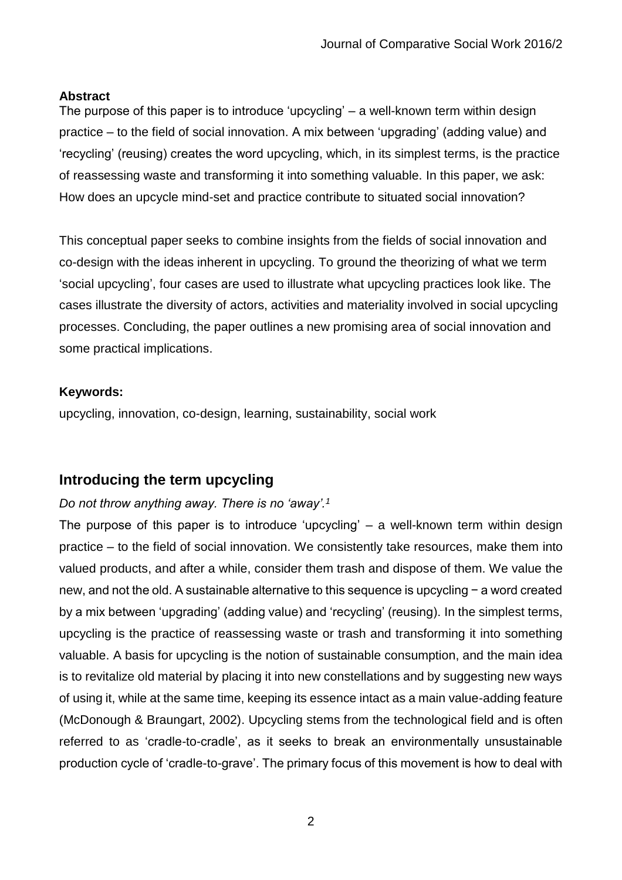**Abstract**

The purpose of this paper is to introduce 'upcycling' – a well-known term within design practice – to the field of social innovation. A mix between 'upgrading' (adding value) and 'recycling' (reusing) creates the word upcycling, which, in its simplest terms, is the practice of reassessing waste and transforming it into something valuable. In this paper, we ask: How does an upcycle mind-set and practice contribute to situated social innovation?

This conceptual paper seeks to combine insights from the fields of social innovation and co-design with the ideas inherent in upcycling. To ground the theorizing of what we term 'social upcycling', four cases are used to illustrate what upcycling practices look like. The cases illustrate the diversity of actors, activities and materiality involved in social upcycling processes. Concluding, the paper outlines a new promising area of social innovation and some practical implications.

**Keywords:**

upcycling, innovation, co-design, learning, sustainability, social work

## Introducing the term upcycling

*Do not throw anything away. There is no 'away'.*[1]

The purpose of this paper is to introduce 'upcycling' – a well-known term within design practice – to the field of social innovation. We consistently take resources, make them into valued products, and after a while, consider them trash and dispose of them. We value the new, and not the old. A sustainable alternative to this sequence is upcycling − a word created by a mix between 'upgrading' (adding value) and 'recycling' (reusing). In the simplest terms, upcycling is the practice of reassessing waste or trash and transforming it into something valuable. A basis for upcycling is the notion of sustainable consumption, and the main idea is to revitalize old material by placing it into new constellations and by suggesting new ways of using it, while at the same time, keeping its essence intact as a main value-adding feature (McDonough & Braungart, 2002). Upcycling stems from the technological field and is often referred to as 'cradle-to-cradle', as it seeks to break an environmentally unsustainable production cycle of 'cradle-to-grave'. The primary focus of this movement is how to deal with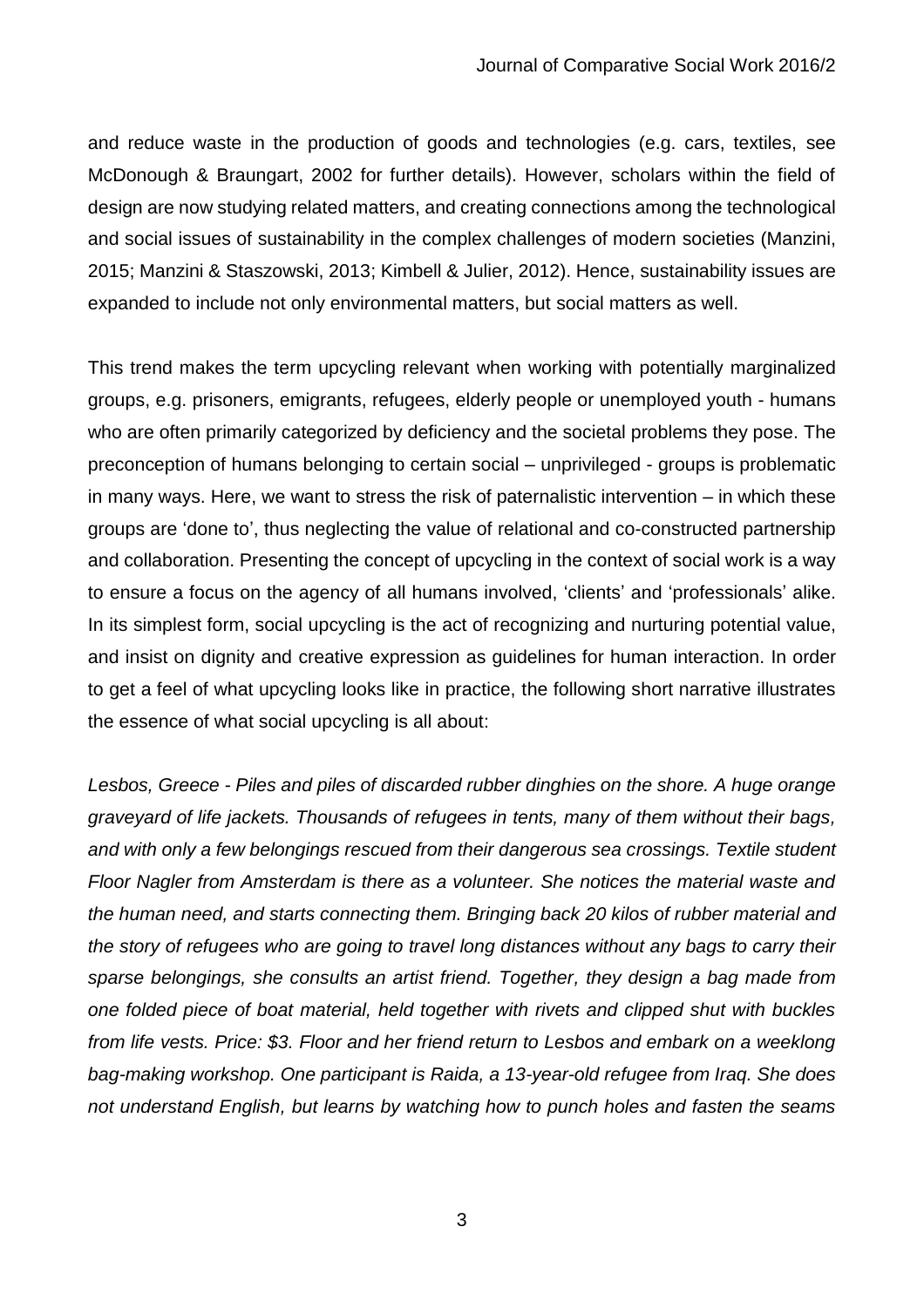and reduce waste in the production of goods and technologies (e.g. cars, textiles, see McDonough & Braungart, 2002 for further details). However, scholars within the field of design are now studying related matters, and creating connections among the technological and social issues of sustainability in the complex challenges of modern societies (Manzini, 2015; Manzini & Staszowski, 2013; Kimbell & Julier, 2012). Hence, sustainability issues are expanded to include not only environmental matters, but social matters as well.

This trend makes the term upcycling relevant when working with potentially marginalized groups, e.g. prisoners, emigrants, refugees, elderly people or unemployed youth - humans who are often primarily categorized by deficiency and the societal problems they pose. The preconception of humans belonging to certain social – unprivileged - groups is problematic in many ways. Here, we want to stress the risk of paternalistic intervention – in which these groups are 'done to', thus neglecting the value of relational and co-constructed partnership and collaboration. Presenting the concept of upcycling in the context of social work is a way to ensure a focus on the agency of all humans involved, 'clients' and 'professionals' alike. In its simplest form, social upcycling is the act of recognizing and nurturing potential value, and insist on dignity and creative expression as guidelines for human interaction. In order to get a feel of what upcycling looks like in practice, the following short narrative illustrates the essence of what social upcycling is all about:

*Lesbos, Greece - Piles and piles of discarded rubber dinghies on the shore. A huge orange graveyard of life jackets. Thousands of refugees in tents, many of them without their bags, and with only a few belongings rescued from their dangerous sea crossings. Textile student Floor Nagler from Amsterdam is there as a volunteer. She notices the material waste and the human need, and starts connecting them. Bringing back 20 kilos of rubber material and the story of refugees who are going to travel long distances without any bags to carry their sparse belongings, she consults an artist friend. Together, they design a bag made from one folded piece of boat material, held together with rivets and clipped shut with buckles from life vests. Price: $3. Floor and her friend return to Lesbos and embark on a weeklong bag-making workshop. One participant is Raida, a 13-year-old refugee from Iraq. She does not understand English, but learns by watching how to punch holes and fasten the seams*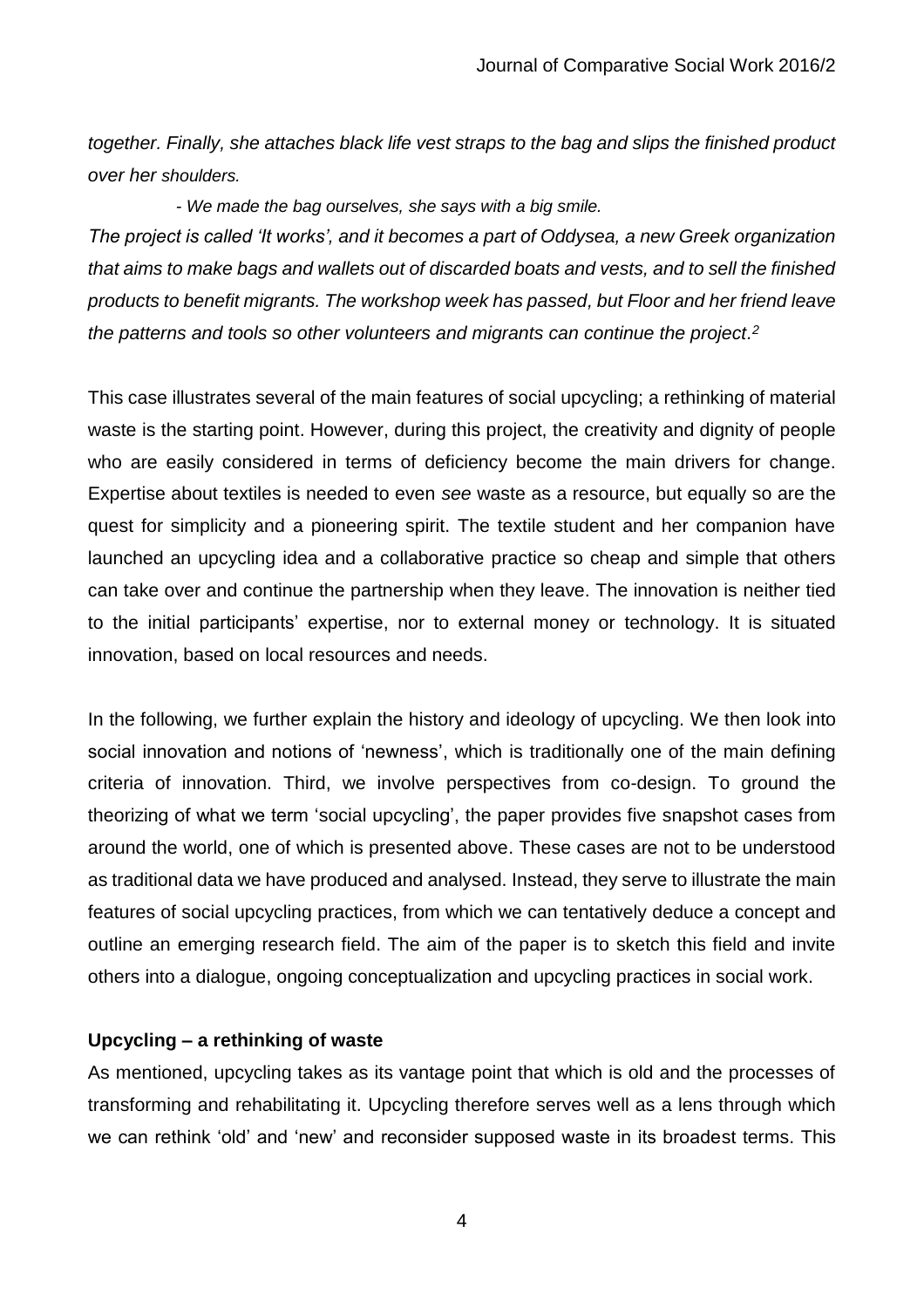*together. Finally, she attaches black life vest straps to the bag and slips the finished product over her shoulders.*

*- We made the bag ourselves, she says with a big smile.*

*The project is called 'It works', and it becomes a part of Oddysea, a new Greek organization that aims to make bags and wallets out of discarded boats and vests, and to sell the finished products to benefit migrants. The workshop week has passed, but Floor and her friend leave the patterns and tools so other volunteers and migrants can continue the project.*[2]

This case illustrates several of the main features of social upcycling; a rethinking of material waste is the starting point. However, during this project, the creativity and dignity of people who are easily considered in terms of deficiency become the main drivers for change. Expertise about textiles is needed to even *see* waste as a resource, but equally so are the quest for simplicity and a pioneering spirit. The textile student and her companion have launched an upcycling idea and a collaborative practice so cheap and simple that others can take over and continue the partnership when they leave. The innovation is neither tied to the initial participants' expertise, nor to external money or technology. It is situated innovation, based on local resources and needs.

In the following, we further explain the history and ideology of upcycling. We then look into social innovation and notions of 'newness', which is traditionally one of the main defining criteria of innovation. Third, we involve perspectives from co-design. To ground the theorizing of what we term 'social upcycling', the paper provides five snapshot cases from around the world, one of which is presented above. These cases are not to be understood as traditional data we have produced and analysed. Instead, they serve to illustrate the main features of social upcycling practices, from which we can tentatively deduce a concept and outline an emerging research field. The aim of the paper is to sketch this field and invite others into a dialogue, ongoing conceptualization and upcycling practices in social work.

### Upcycling – a rethinking of waste

As mentioned, upcycling takes as its vantage point that which is old and the processes of transforming and rehabilitating it. Upcycling therefore serves well as a lens through which we can rethink 'old' and 'new' and reconsider supposed waste in its broadest terms. This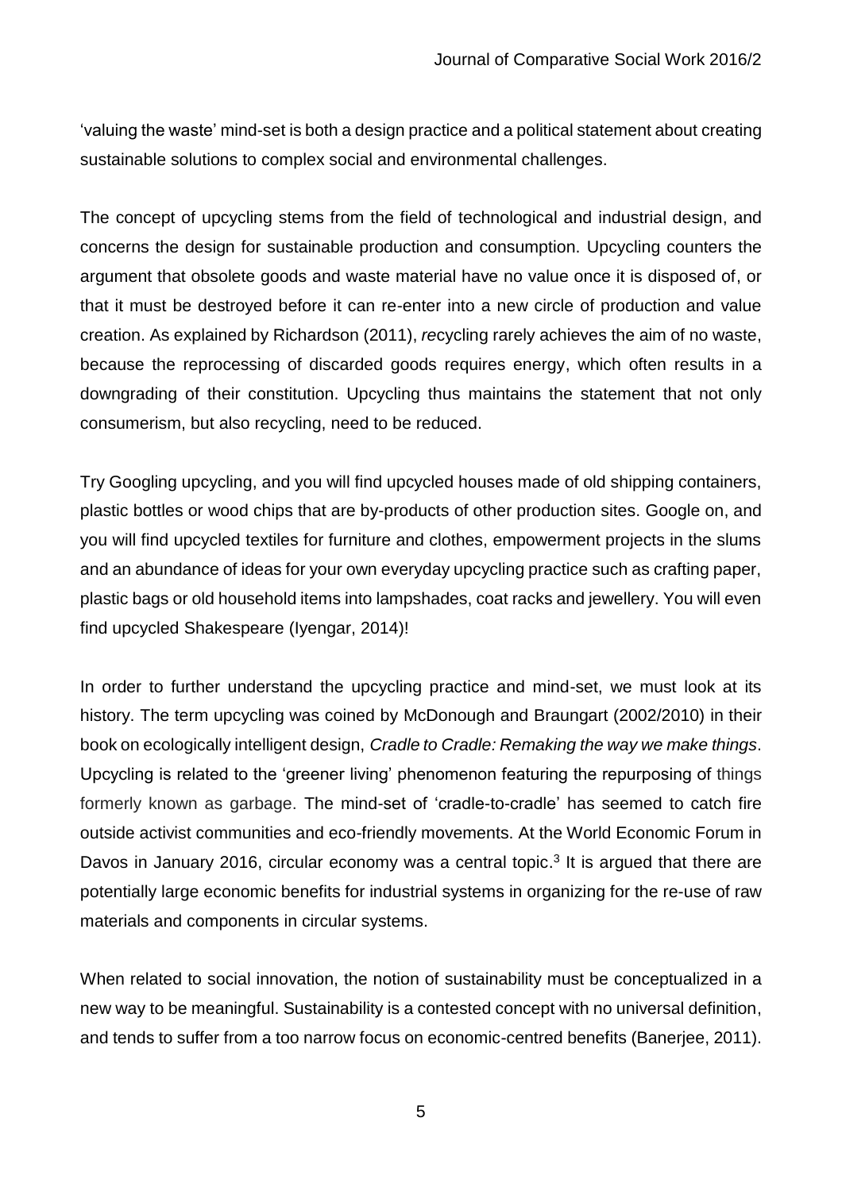'valuing the waste' mind-set is both a design practice and a political statement about creating sustainable solutions to complex social and environmental challenges.

The concept of upcycling stems from the field of technological and industrial design, and concerns the design for sustainable production and consumption. Upcycling counters the argument that obsolete goods and waste material have no value once it is disposed of, or that it must be destroyed before it can re-enter into a new circle of production and value creation. As explained by Richardson (2011), *re*cycling rarely achieves the aim of no waste, because the reprocessing of discarded goods requires energy, which often results in a downgrading of their constitution. Upcycling thus maintains the statement that not only consumerism, but also recycling, need to be reduced.

Try Googling upcycling, and you will find upcycled houses made of old shipping containers, plastic bottles or wood chips that are by-products of other production sites. Google on, and you will find upcycled textiles for furniture and clothes, empowerment projects in the slums and an abundance of ideas for your own everyday upcycling practice such as crafting paper, plastic bags or old household items into lampshades, coat racks and jewellery. You will even find upcycled Shakespeare (Iyengar, 2014)!

In order to further understand the upcycling practice and mind-set, we must look at its history. The term upcycling was coined by McDonough and Braungart (2002/2010) in their book on ecologically intelligent design, *Cradle to Cradle: Remaking the way we make things*. Upcycling is related to the 'greener living' phenomenon featuring the repurposing of things formerly known as garbage. The mind-set of 'cradle-to-cradle' has seemed to catch fire outside activist communities and eco-friendly movements. At the World Economic Forum in Davos in January 2016, circular economy was a central topic.[3] It is argued that there are potentially large economic benefits for industrial systems in organizing for the re-use of raw materials and components in circular systems.

When related to social innovation, the notion of sustainability must be conceptualized in a new way to be meaningful. Sustainability is a contested concept with no universal definition, and tends to suffer from a too narrow focus on economic-centred benefits (Banerjee, 2011).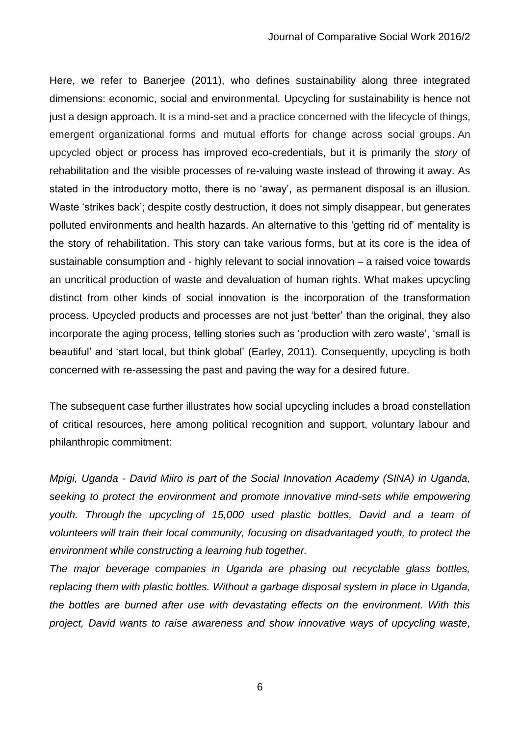Here, we refer to Banerjee (2011), who defines sustainability along three integrated dimensions: economic, social and environmental. Upcycling for sustainability is hence not just a design approach. It is a mind-set and a practice concerned with the lifecycle of things, emergent organizational forms and mutual efforts for change across social groups. An upcycled object or process has improved eco-credentials, but it is primarily the *story* of rehabilitation and the visible processes of re-valuing waste instead of throwing it away. As stated in the introductory motto, there is no 'away', as permanent disposal is an illusion. Waste 'strikes back'; despite costly destruction, it does not simply disappear, but generates polluted environments and health hazards. An alternative to this 'getting rid of' mentality is the story of rehabilitation. This story can take various forms, but at its core is the idea of sustainable consumption and - highly relevant to social innovation – a raised voice towards an uncritical production of waste and devaluation of human rights. What makes upcycling distinct from other kinds of social innovation is the incorporation of the transformation process. Upcycled products and processes are not just 'better' than the original, they also incorporate the aging process, telling stories such as 'production with zero waste', 'small is beautiful' and 'start local, but think global' (Earley, 2011). Consequently, upcycling is both concerned with re-assessing the past and paving the way for a desired future.

The subsequent case further illustrates how social upcycling includes a broad constellation of critical resources, here among political recognition and support, voluntary labour and philanthropic commitment:

*Mpigi, Uganda - David Miiro is part of the Social Innovation Academy (SINA) in Uganda, seeking to protect the environment and promote innovative mind-sets while empowering youth. Through the upcycling of 15,000 used plastic bottles, David and a team of volunteers will train their local community, focusing on disadvantaged youth, to protect the environment while constructing a learning hub together.*

*The major beverage companies in Uganda are phasing out recyclable glass bottles, replacing them with plastic bottles. Without a garbage disposal system in place in Uganda, the bottles are burned after use with devastating effects on the environment. With this project, David wants to raise awareness and show innovative ways of upcycling waste,*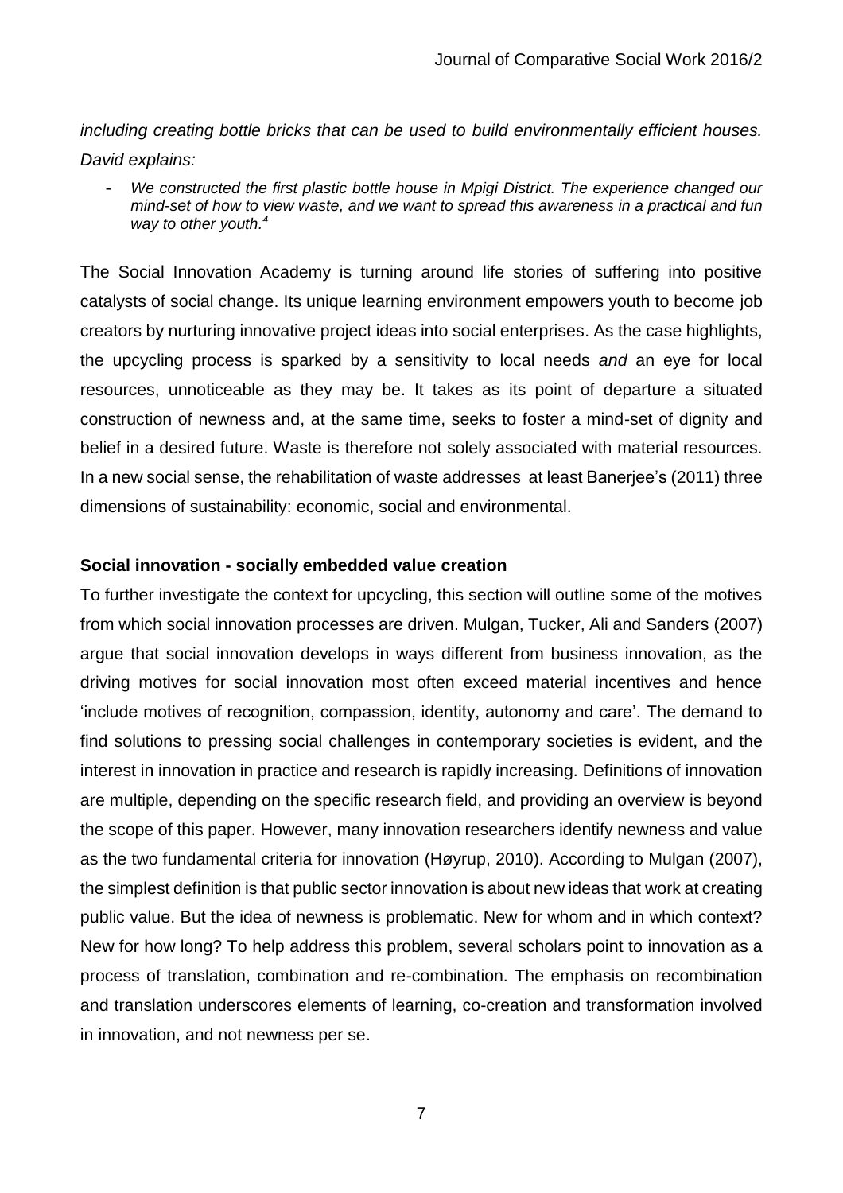*including creating bottle bricks that can be used to build environmentally efficient houses. David explains:*

- *We constructed the first plastic bottle house in Mpigi District. The experience changed our mind-set of how to view waste, and we want to spread this awareness in a practical and fun way to other youth.*[4]

The Social Innovation Academy is turning around life stories of suffering into positive catalysts of social change. Its unique learning environment empowers youth to become job creators by nurturing innovative project ideas into social enterprises. As the case highlights, the upcycling process is sparked by a sensitivity to local needs *and* an eye for local resources, unnoticeable as they may be. It takes as its point of departure a situated construction of newness and, at the same time, seeks to foster a mind-set of dignity and belief in a desired future. Waste is therefore not solely associated with material resources. In a new social sense, the rehabilitation of waste addresses at least Banerjee's (2011) three dimensions of sustainability: economic, social and environmental.

**Social innovation - socially embedded value creation**

To further investigate the context for upcycling, this section will outline some of the motives from which social innovation processes are driven. Mulgan, Tucker, Ali and Sanders (2007) argue that social innovation develops in ways different from business innovation, as the driving motives for social innovation most often exceed material incentives and hence 'include motives of recognition, compassion, identity, autonomy and care'. The demand to find solutions to pressing social challenges in contemporary societies is evident, and the interest in innovation in practice and research is rapidly increasing. Definitions of innovation are multiple, depending on the specific research field, and providing an overview is beyond the scope of this paper. However, many innovation researchers identify newness and value as the two fundamental criteria for innovation (Høyrup, 2010). According to Mulgan (2007), the simplest definition is that public sector innovation is about new ideas that work at creating public value. But the idea of newness is problematic. New for whom and in which context? New for how long? To help address this problem, several scholars point to innovation as a process of translation, combination and re-combination. The emphasis on recombination and translation underscores elements of learning, co-creation and transformation involved in innovation, and not newness per se.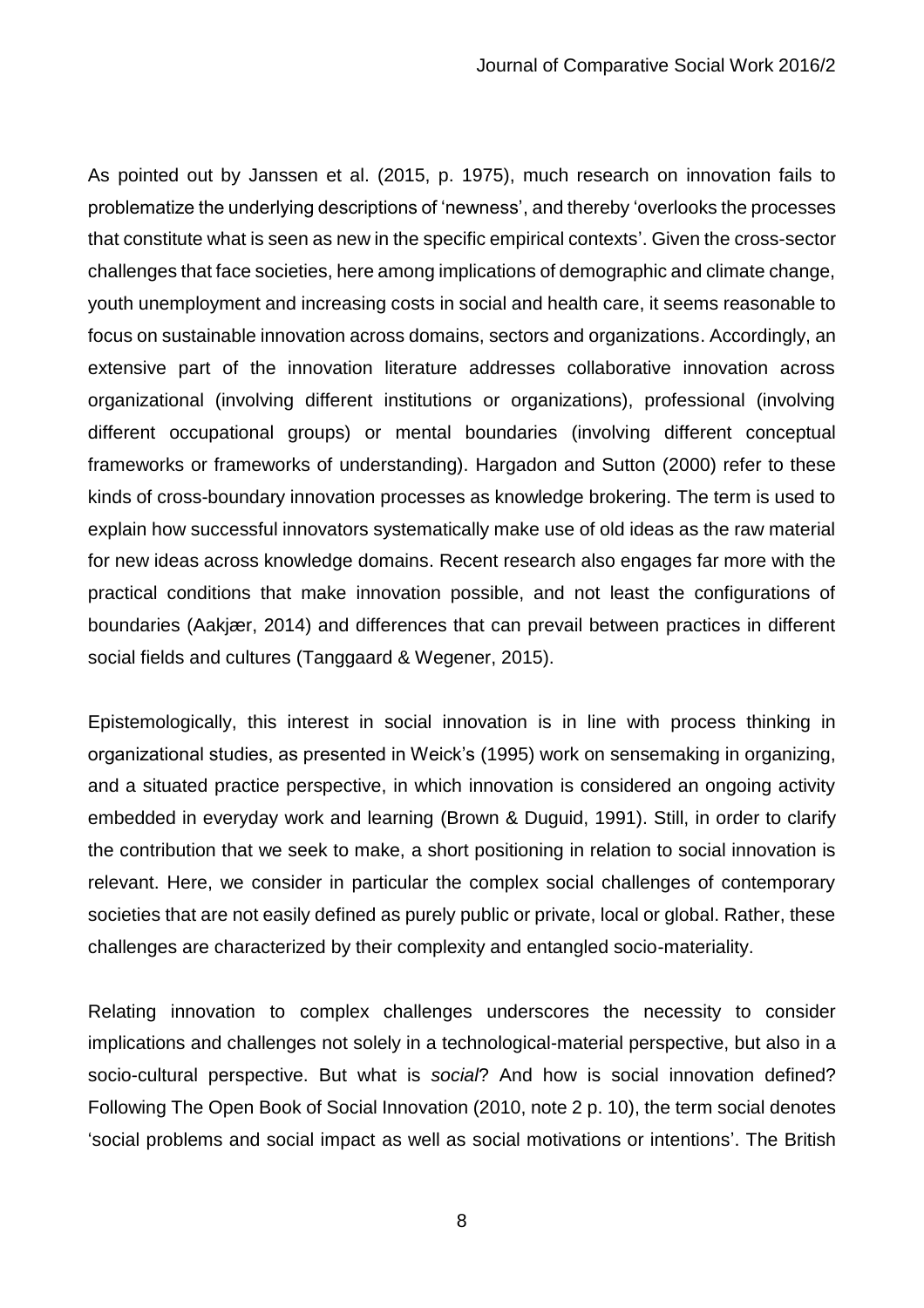As pointed out by Janssen et al. (2015, p. 1975), much research on innovation fails to problematize the underlying descriptions of 'newness', and thereby 'overlooks the processes that constitute what is seen as new in the specific empirical contexts'. Given the cross-sector challenges that face societies, here among implications of demographic and climate change, youth unemployment and increasing costs in social and health care, it seems reasonable to focus on sustainable innovation across domains, sectors and organizations. Accordingly, an extensive part of the innovation literature addresses collaborative innovation across organizational (involving different institutions or organizations), professional (involving different occupational groups) or mental boundaries (involving different conceptual frameworks or frameworks of understanding). Hargadon and Sutton (2000) refer to these kinds of cross-boundary innovation processes as knowledge brokering. The term is used to explain how successful innovators systematically make use of old ideas as the raw material for new ideas across knowledge domains. Recent research also engages far more with the practical conditions that make innovation possible, and not least the configurations of boundaries (Aakjær, 2014) and differences that can prevail between practices in different social fields and cultures (Tanggaard & Wegener, 2015).

Epistemologically, this interest in social innovation is in line with process thinking in organizational studies, as presented in Weick's (1995) work on sensemaking in organizing, and a situated practice perspective, in which innovation is considered an ongoing activity embedded in everyday work and learning (Brown & Duguid, 1991). Still, in order to clarify the contribution that we seek to make, a short positioning in relation to social innovation is relevant. Here, we consider in particular the complex social challenges of contemporary societies that are not easily defined as purely public or private, local or global. Rather, these challenges are characterized by their complexity and entangled socio-materiality.

Relating innovation to complex challenges underscores the necessity to consider implications and challenges not solely in a technological-material perspective, but also in a socio-cultural perspective. But what is *social*? And how is social innovation defined? Following The Open Book of Social Innovation (2010, note 2 p. 10), the term social denotes 'social problems and social impact as well as social motivations or intentions'. The British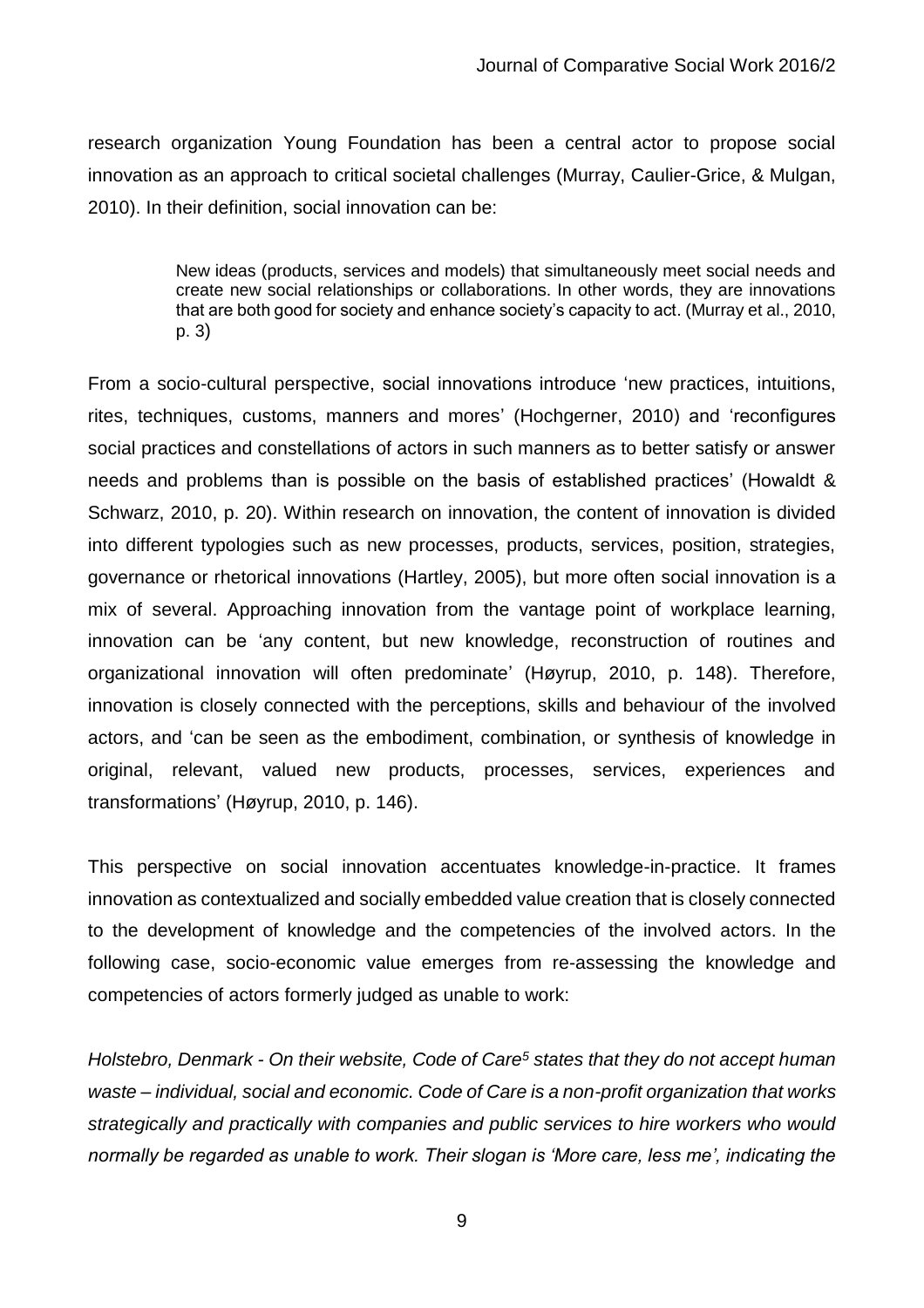research organization Young Foundation has been a central actor to propose social innovation as an approach to critical societal challenges (Murray, Caulier-Grice, & Mulgan, 2010). In their definition, social innovation can be:

> New ideas (products, services and models) that simultaneously meet social needs and create new social relationships or collaborations. In other words, they are innovations that are both good for society and enhance society's capacity to act. (Murray et al., 2010, p. 3)

From a socio-cultural perspective, social innovations introduce 'new practices, intuitions, rites, techniques, customs, manners and mores' (Hochgerner, 2010) and 'reconfigures social practices and constellations of actors in such manners as to better satisfy or answer needs and problems than is possible on the basis of established practices' (Howaldt & Schwarz, 2010, p. 20). Within research on innovation, the content of innovation is divided into different typologies such as new processes, products, services, position, strategies, governance or rhetorical innovations (Hartley, 2005), but more often social innovation is a mix of several. Approaching innovation from the vantage point of workplace learning, innovation can be 'any content, but new knowledge, reconstruction of routines and organizational innovation will often predominate' (Høyrup, 2010, p. 148). Therefore, innovation is closely connected with the perceptions, skills and behaviour of the involved actors, and 'can be seen as the embodiment, combination, or synthesis of knowledge in original, relevant, valued new products, processes, services, experiences and transformations' (Høyrup, 2010, p. 146).

This perspective on social innovation accentuates knowledge-in-practice. It frames innovation as contextualized and socially embedded value creation that is closely connected to the development of knowledge and the competencies of the involved actors. In the following case, socio-economic value emerges from re-assessing the knowledge and competencies of actors formerly judged as unable to work:

*Holstebro, Denmark - On their website, Code of Care[5] states that they do not accept human waste – individual, social and economic. Code of Care is a non-profit organization that works strategically and practically with companies and public services to hire workers who would normally be regarded as unable to work. Their slogan is 'More care, less me', indicating the*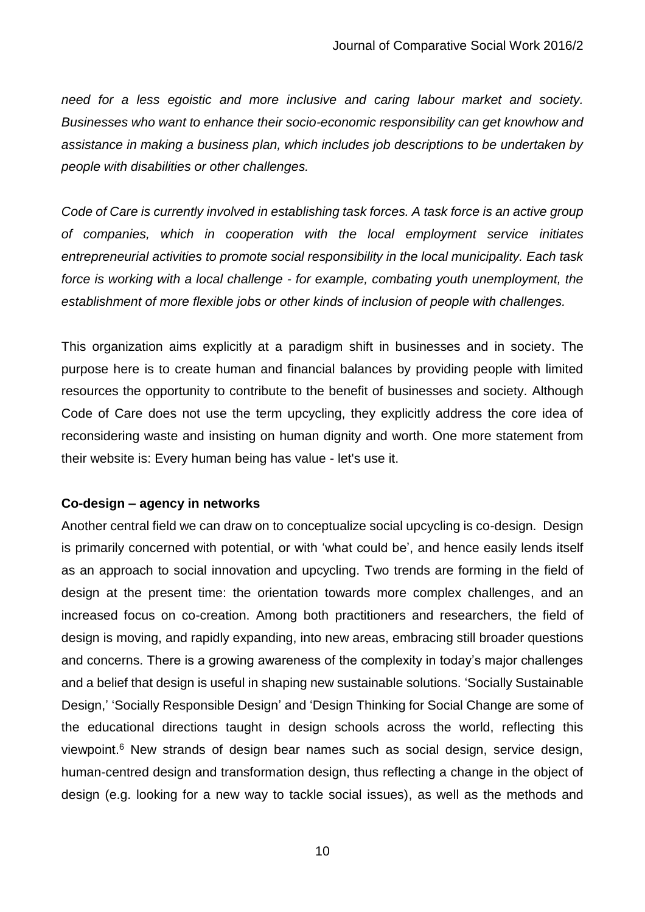*need for a less egoistic and more inclusive and caring labour market and society. Businesses who want to enhance their socio-economic responsibility can get knowhow and assistance in making a business plan, which includes job descriptions to be undertaken by people with disabilities or other challenges.*

*Code of Care is currently involved in establishing task forces. A task force is an active group of companies, which in cooperation with the local employment service initiates entrepreneurial activities to promote social responsibility in the local municipality. Each task force is working with a local challenge - for example, combating youth unemployment, the establishment of more flexible jobs or other kinds of inclusion of people with challenges.*

This organization aims explicitly at a paradigm shift in businesses and in society. The purpose here is to create human and financial balances by providing people with limited resources the opportunity to contribute to the benefit of businesses and society. Although Code of Care does not use the term upcycling, they explicitly address the core idea of reconsidering waste and insisting on human dignity and worth. One more statement from their website is: Every human being has value - let's use it.

**Co-design – agency in networks**

Another central field we can draw on to conceptualize social upcycling is co-design. Design is primarily concerned with potential, or with 'what could be', and hence easily lends itself as an approach to social innovation and upcycling. Two trends are forming in the field of design at the present time: the orientation towards more complex challenges, and an increased focus on co-creation. Among both practitioners and researchers, the field of design is moving, and rapidly expanding, into new areas, embracing still broader questions and concerns. There is a growing awareness of the complexity in today's major challenges and a belief that design is useful in shaping new sustainable solutions. 'Socially Sustainable Design,' 'Socially Responsible Design' and 'Design Thinking for Social Change are some of the educational directions taught in design schools across the world, reflecting this viewpoint.[6] New strands of design bear names such as social design, service design, human-centred design and transformation design, thus reflecting a change in the object of design (e.g. looking for a new way to tackle social issues), as well as the methods and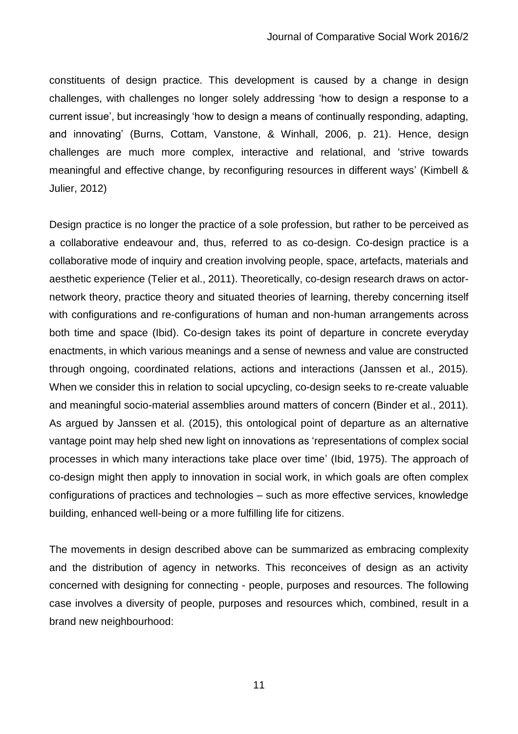constituents of design practice. This development is caused by a change in design challenges, with challenges no longer solely addressing 'how to design a response to a current issue', but increasingly 'how to design a means of continually responding, adapting, and innovating' (Burns, Cottam, Vanstone, & Winhall, 2006, p. 21). Hence, design challenges are much more complex, interactive and relational, and 'strive towards meaningful and effective change, by reconfiguring resources in different ways' (Kimbell & Julier, 2012)

Design practice is no longer the practice of a sole profession, but rather to be perceived as a collaborative endeavour and, thus, referred to as co-design. Co-design practice is a collaborative mode of inquiry and creation involving people, space, artefacts, materials and aesthetic experience (Telier et al., 2011). Theoretically, co-design research draws on actor-network theory, practice theory and situated theories of learning, thereby concerning itself with configurations and re-configurations of human and non-human arrangements across both time and space (Ibid). Co-design takes its point of departure in concrete everyday enactments, in which various meanings and a sense of newness and value are constructed through ongoing, coordinated relations, actions and interactions (Janssen et al., 2015). When we consider this in relation to social upcycling, co-design seeks to re-create valuable and meaningful socio-material assemblies around matters of concern (Binder et al., 2011). As argued by Janssen et al. (2015), this ontological point of departure as an alternative vantage point may help shed new light on innovations as 'representations of complex social processes in which many interactions take place over time' (Ibid, 1975). The approach of co-design might then apply to innovation in social work, in which goals are often complex configurations of practices and technologies – such as more effective services, knowledge building, enhanced well-being or a more fulfilling life for citizens.

The movements in design described above can be summarized as embracing complexity and the distribution of agency in networks. This reconceives of design as an activity concerned with designing for connecting - people, purposes and resources. The following case involves a diversity of people, purposes and resources which, combined, result in a brand new neighbourhood: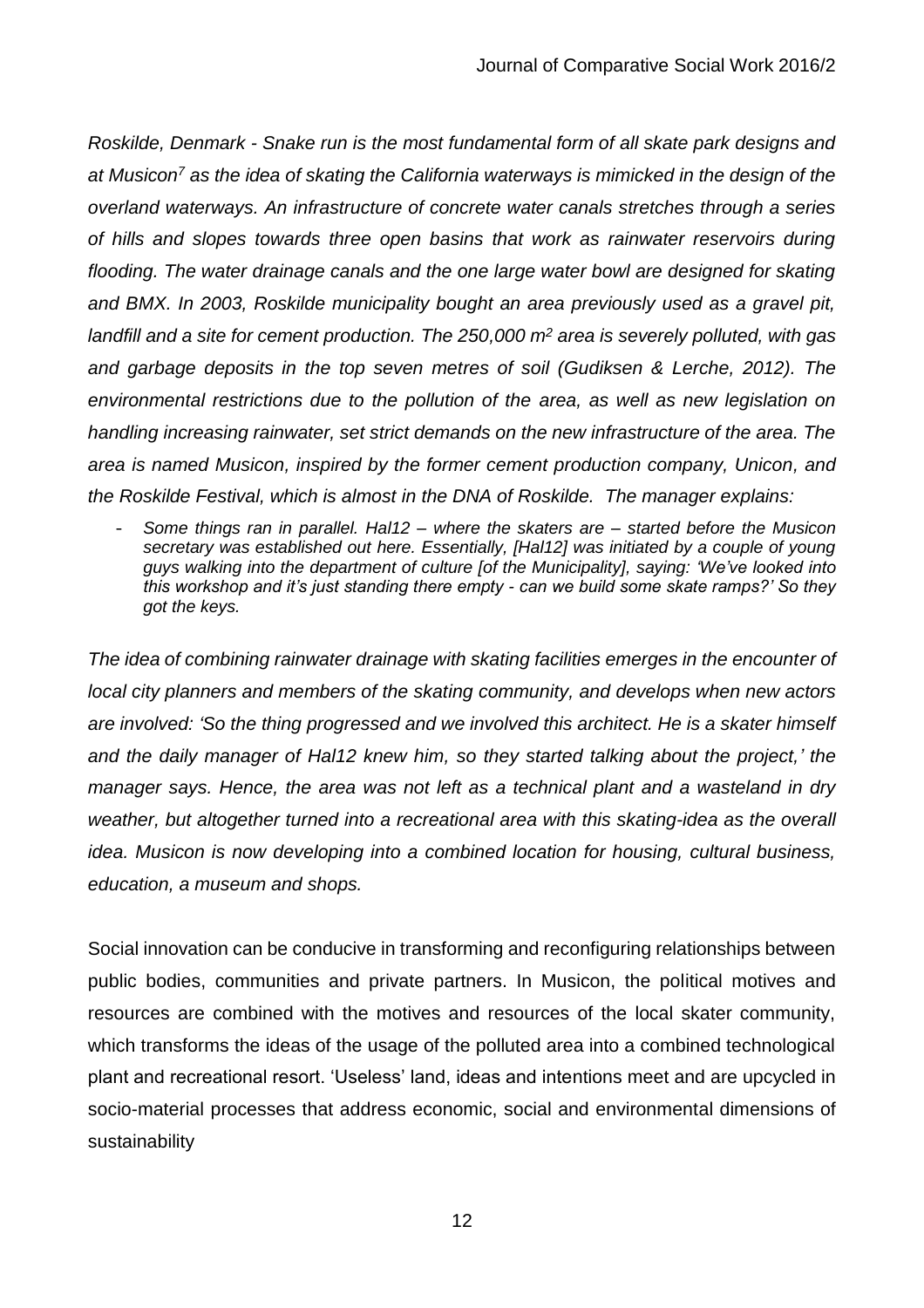*Roskilde, Denmark - Snake run is the most fundamental form of all skate park designs and at Musicon[7] as the idea of skating the California waterways is mimicked in the design of the overland waterways. An infrastructure of concrete water canals stretches through a series of hills and slopes towards three open basins that work as rainwater reservoirs during flooding. The water drainage canals and the one large water bowl are designed for skating and BMX. In 2003, Roskilde municipality bought an area previously used as a gravel pit, landfill and a site for cement production. The 250,000 m² area is severely polluted, with gas and garbage deposits in the top seven metres of soil (Gudiksen & Lerche, 2012). The environmental restrictions due to the pollution of the area, as well as new legislation on handling increasing rainwater, set strict demands on the new infrastructure of the area. The area is named Musicon, inspired by the former cement production company, Unicon, and the Roskilde Festival, which is almost in the DNA of Roskilde. The manager explains:*

- *Some things ran in parallel. Hal12 – where the skaters are – started before the Musicon secretary was established out here. Essentially, [Hal12] was initiated by a couple of young guys walking into the department of culture [of the Municipality], saying: 'We've looked into this workshop and it's just standing there empty - can we build some skate ramps?' So they got the keys.*

*The idea of combining rainwater drainage with skating facilities emerges in the encounter of local city planners and members of the skating community, and develops when new actors are involved: 'So the thing progressed and we involved this architect. He is a skater himself and the daily manager of Hal12 knew him, so they started talking about the project,' the manager says. Hence, the area was not left as a technical plant and a wasteland in dry weather, but altogether turned into a recreational area with this skating-idea as the overall idea. Musicon is now developing into a combined location for housing, cultural business, education, a museum and shops.*

Social innovation can be conducive in transforming and reconfiguring relationships between public bodies, communities and private partners. In Musicon, the political motives and resources are combined with the motives and resources of the local skater community, which transforms the ideas of the usage of the polluted area into a combined technological plant and recreational resort. 'Useless' land, ideas and intentions meet and are upcycled in socio-material processes that address economic, social and environmental dimensions of sustainability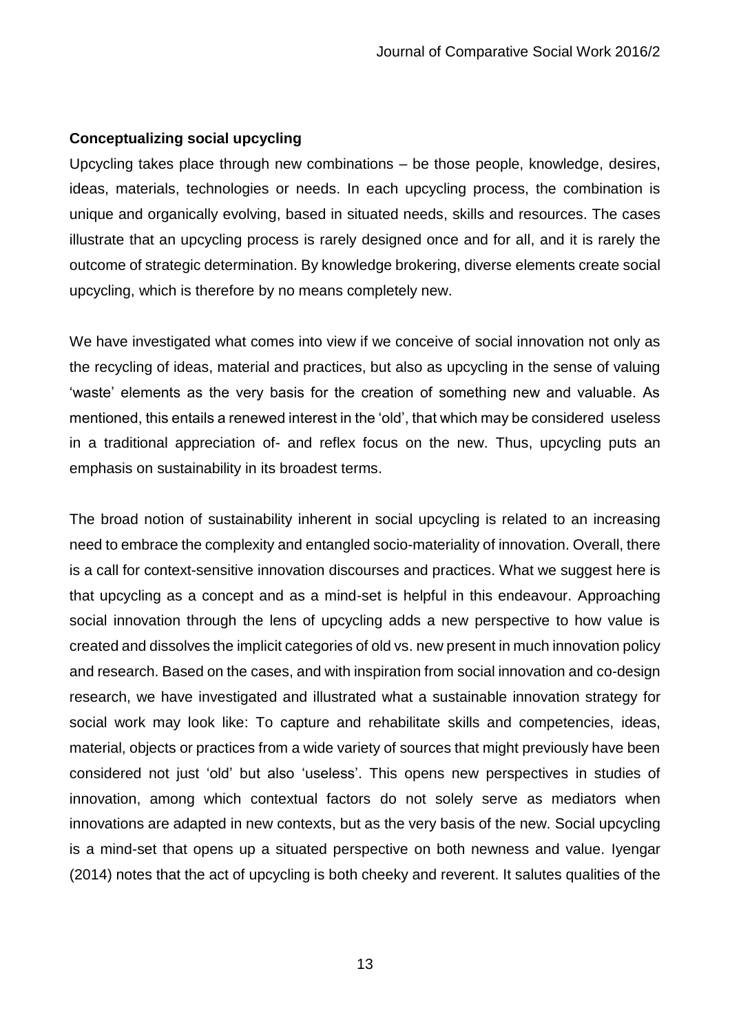### Conceptualizing social upcycling

Upcycling takes place through new combinations – be those people, knowledge, desires, ideas, materials, technologies or needs. In each upcycling process, the combination is unique and organically evolving, based in situated needs, skills and resources. The cases illustrate that an upcycling process is rarely designed once and for all, and it is rarely the outcome of strategic determination. By knowledge brokering, diverse elements create social upcycling, which is therefore by no means completely new.

We have investigated what comes into view if we conceive of social innovation not only as the recycling of ideas, material and practices, but also as upcycling in the sense of valuing 'waste' elements as the very basis for the creation of something new and valuable. As mentioned, this entails a renewed interest in the 'old', that which may be considered useless in a traditional appreciation of- and reflex focus on the new. Thus, upcycling puts an emphasis on sustainability in its broadest terms.

The broad notion of sustainability inherent in social upcycling is related to an increasing need to embrace the complexity and entangled socio-materiality of innovation. Overall, there is a call for context-sensitive innovation discourses and practices. What we suggest here is that upcycling as a concept and as a mind-set is helpful in this endeavour. Approaching social innovation through the lens of upcycling adds a new perspective to how value is created and dissolves the implicit categories of old vs. new present in much innovation policy and research. Based on the cases, and with inspiration from social innovation and co-design research, we have investigated and illustrated what a sustainable innovation strategy for social work may look like: To capture and rehabilitate skills and competencies, ideas, material, objects or practices from a wide variety of sources that might previously have been considered not just 'old' but also 'useless'. This opens new perspectives in studies of innovation, among which contextual factors do not solely serve as mediators when innovations are adapted in new contexts, but as the very basis of the new. Social upcycling is a mind-set that opens up a situated perspective on both newness and value. Iyengar (2014) notes that the act of upcycling is both cheeky and reverent. It salutes qualities of the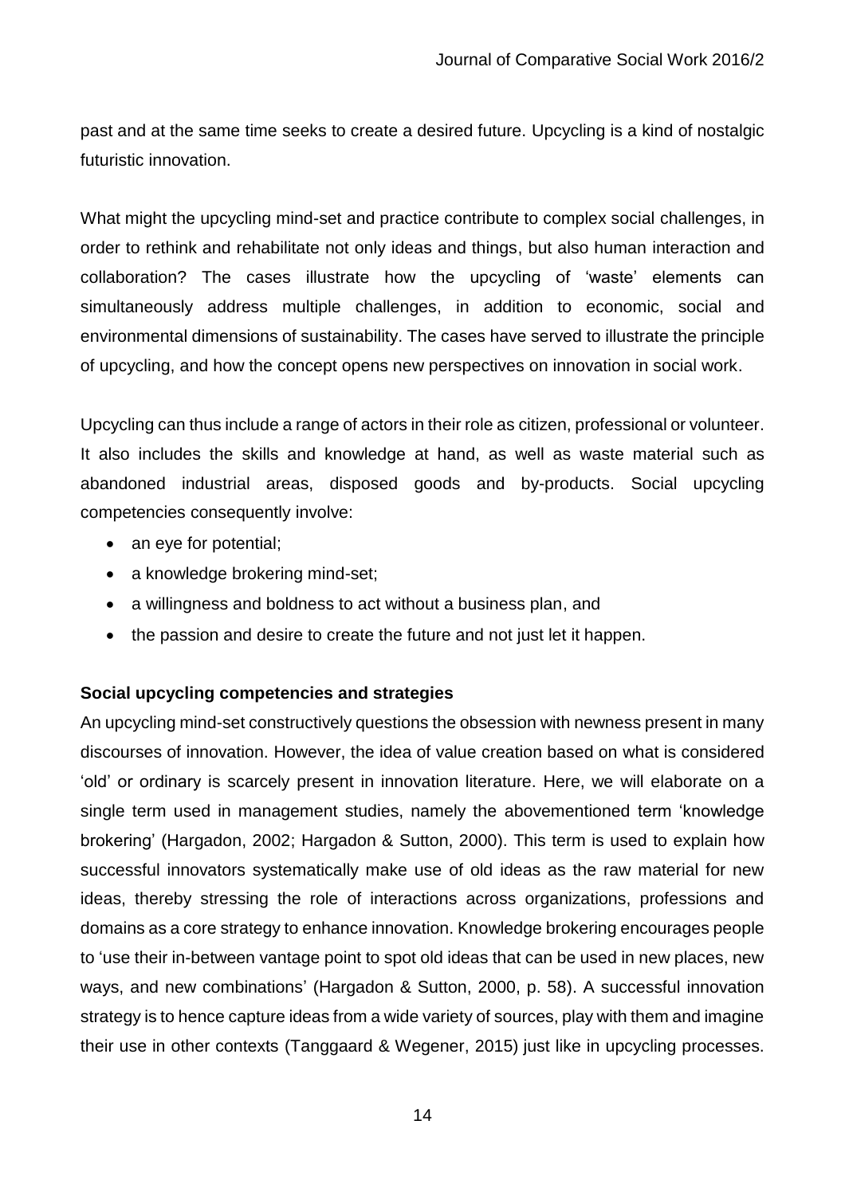past and at the same time seeks to create a desired future. Upcycling is a kind of nostalgic futuristic innovation.

What might the upcycling mind-set and practice contribute to complex social challenges, in order to rethink and rehabilitate not only ideas and things, but also human interaction and collaboration? The cases illustrate how the upcycling of 'waste' elements can simultaneously address multiple challenges, in addition to economic, social and environmental dimensions of sustainability. The cases have served to illustrate the principle of upcycling, and how the concept opens new perspectives on innovation in social work.

Upcycling can thus include a range of actors in their role as citizen, professional or volunteer. It also includes the skills and knowledge at hand, as well as waste material such as abandoned industrial areas, disposed goods and by-products. Social upcycling competencies consequently involve:

- an eye for potential;
- a knowledge brokering mind-set;
- a willingness and boldness to act without a business plan, and
- the passion and desire to create the future and not just let it happen.

**Social upcycling competencies and strategies**

An upcycling mind-set constructively questions the obsession with newness present in many discourses of innovation. However, the idea of value creation based on what is considered 'old' or ordinary is scarcely present in innovation literature. Here, we will elaborate on a single term used in management studies, namely the abovementioned term 'knowledge brokering' (Hargadon, 2002; Hargadon & Sutton, 2000). This term is used to explain how successful innovators systematically make use of old ideas as the raw material for new ideas, thereby stressing the role of interactions across organizations, professions and domains as a core strategy to enhance innovation. Knowledge brokering encourages people to 'use their in-between vantage point to spot old ideas that can be used in new places, new ways, and new combinations' (Hargadon & Sutton, 2000, p. 58). A successful innovation strategy is to hence capture ideas from a wide variety of sources, play with them and imagine their use in other contexts (Tanggaard & Wegener, 2015) just like in upcycling processes.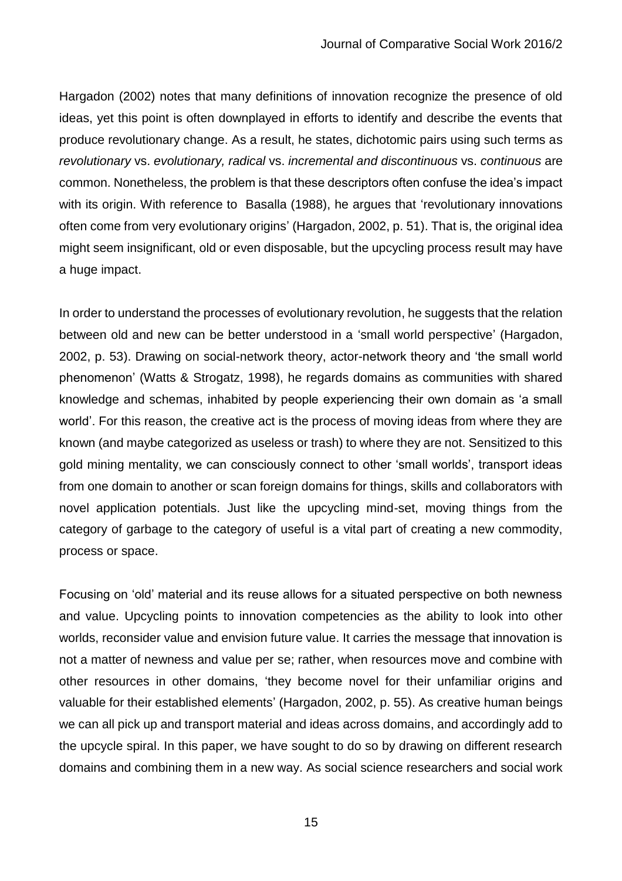Hargadon (2002) notes that many definitions of innovation recognize the presence of old ideas, yet this point is often downplayed in efforts to identify and describe the events that produce revolutionary change. As a result, he states, dichotomic pairs using such terms as *revolutionary* vs. *evolutionary, radical* vs. *incremental and discontinuous* vs. *continuous* are common. Nonetheless, the problem is that these descriptors often confuse the idea's impact with its origin. With reference to Basalla (1988), he argues that 'revolutionary innovations often come from very evolutionary origins' (Hargadon, 2002, p. 51). That is, the original idea might seem insignificant, old or even disposable, but the upcycling process result may have a huge impact.

In order to understand the processes of evolutionary revolution, he suggests that the relation between old and new can be better understood in a 'small world perspective' (Hargadon, 2002, p. 53). Drawing on social-network theory, actor-network theory and 'the small world phenomenon' (Watts & Strogatz, 1998), he regards domains as communities with shared knowledge and schemas, inhabited by people experiencing their own domain as 'a small world'. For this reason, the creative act is the process of moving ideas from where they are known (and maybe categorized as useless or trash) to where they are not. Sensitized to this gold mining mentality, we can consciously connect to other 'small worlds', transport ideas from one domain to another or scan foreign domains for things, skills and collaborators with novel application potentials. Just like the upcycling mind-set, moving things from the category of garbage to the category of useful is a vital part of creating a new commodity, process or space.

Focusing on 'old' material and its reuse allows for a situated perspective on both newness and value. Upcycling points to innovation competencies as the ability to look into other worlds, reconsider value and envision future value. It carries the message that innovation is not a matter of newness and value per se; rather, when resources move and combine with other resources in other domains, 'they become novel for their unfamiliar origins and valuable for their established elements' (Hargadon, 2002, p. 55). As creative human beings we can all pick up and transport material and ideas across domains, and accordingly add to the upcycle spiral. In this paper, we have sought to do so by drawing on different research domains and combining them in a new way. As social science researchers and social work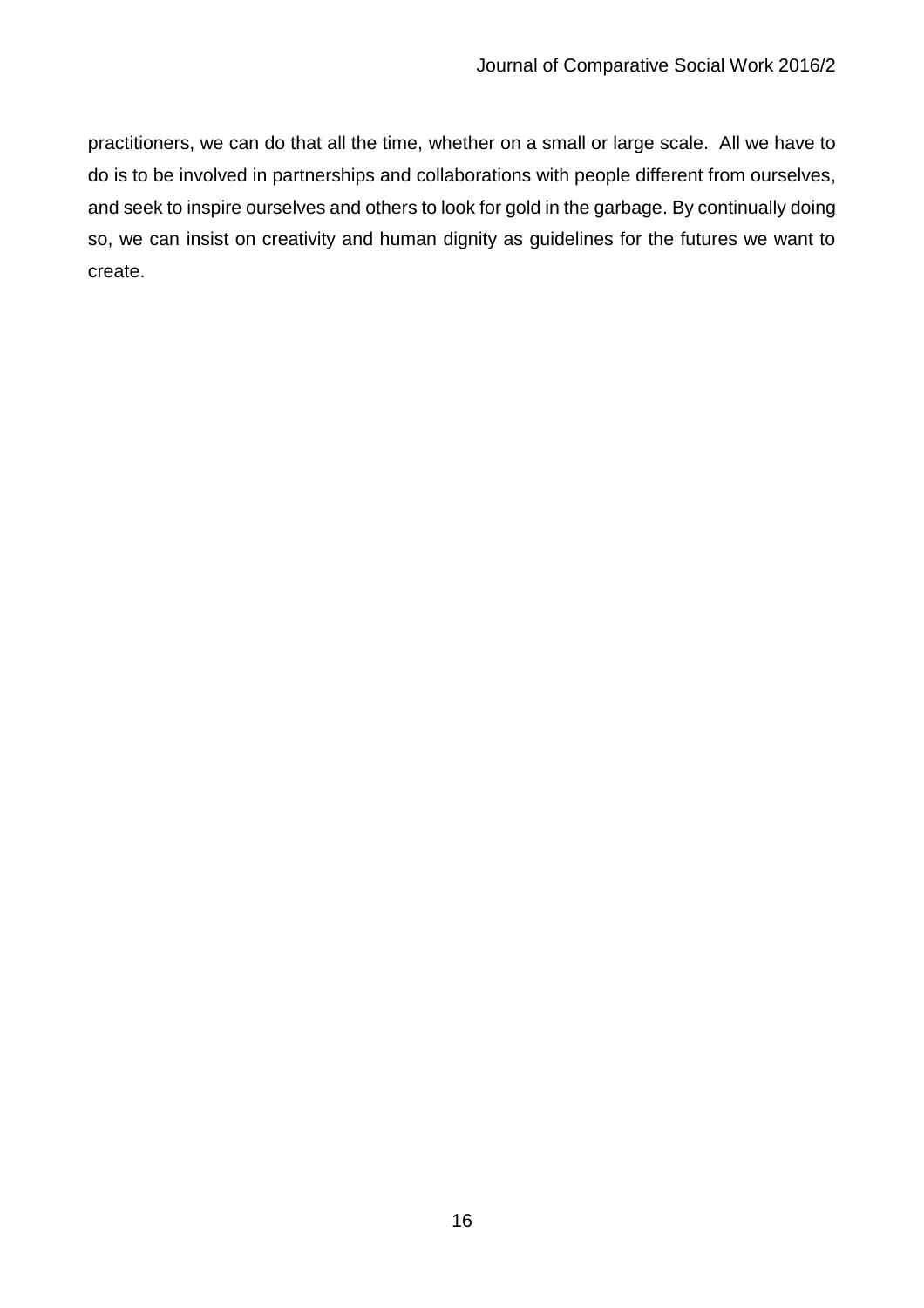practitioners, we can do that all the time, whether on a small or large scale. All we have to do is to be involved in partnerships and collaborations with people different from ourselves, and seek to inspire ourselves and others to look for gold in the garbage. By continually doing so, we can insist on creativity and human dignity as guidelines for the futures we want to create.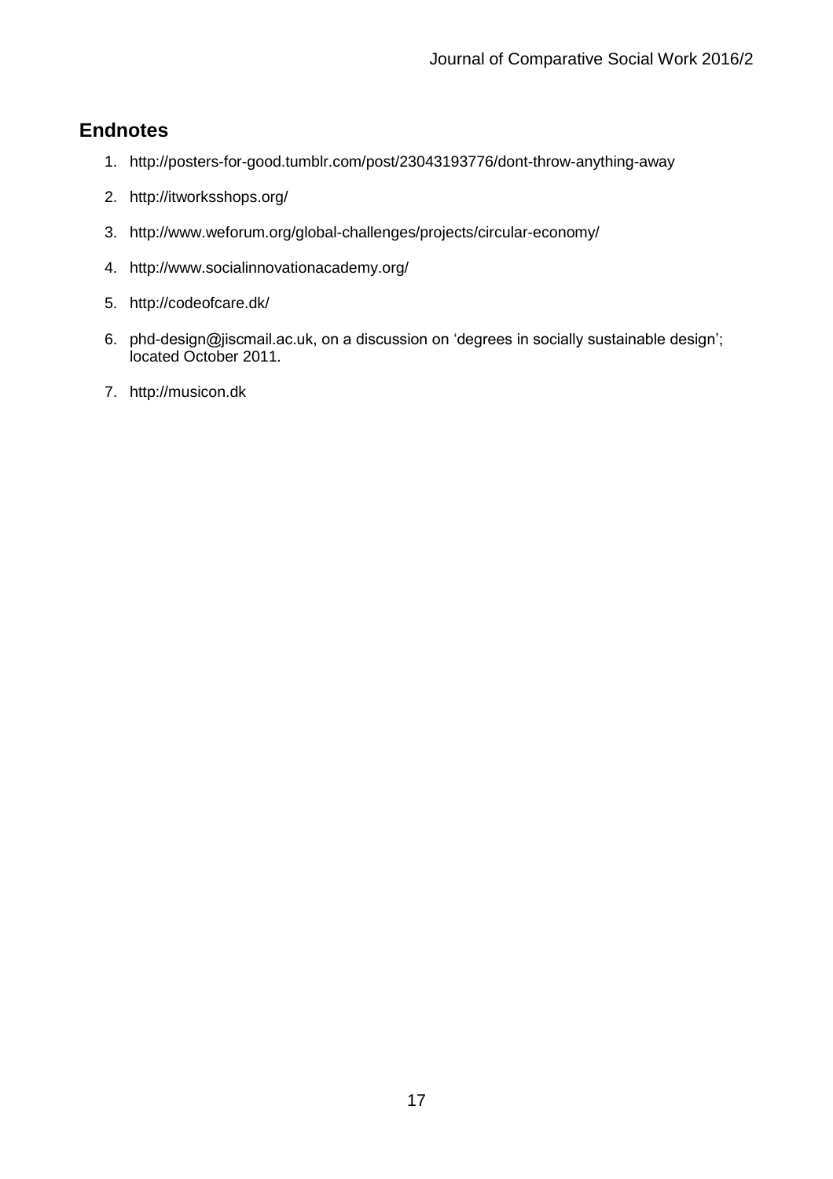## Endnotes

1. http://posters-for-good.tumblr.com/post/23043193776/dont-throw-anything-away
2. http://itworksshops.org/
3. http://www.weforum.org/global-challenges/projects/circular-economy/
4. http://www.socialinnovationacademy.org/
5. http://codeofcare.dk/
6. phd-design@jiscmail.ac.uk, on a discussion on 'degrees in socially sustainable design'; located October 2011.
7. http://musicon.dk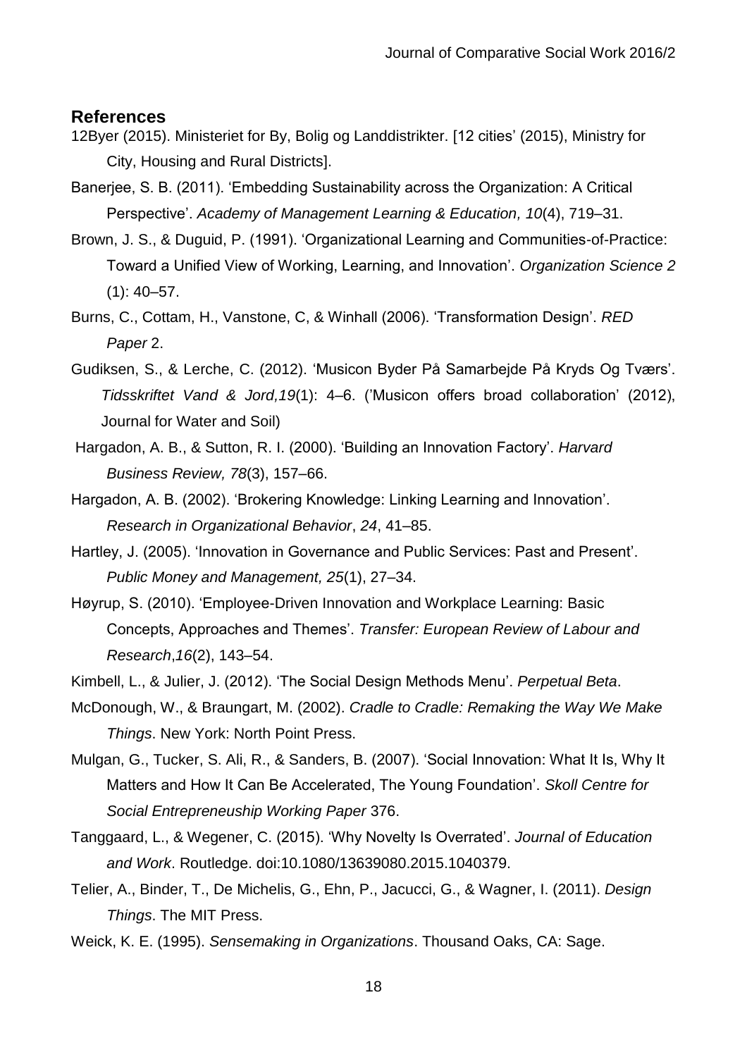## References

12Byer (2015). Ministeriet for By, Bolig og Landdistrikter. [12 cities' (2015), Ministry for City, Housing and Rural Districts].

Banerjee, S. B. (2011). 'Embedding Sustainability across the Organization: A Critical Perspective'. *Academy of Management Learning & Education, 10*(4), 719–31.

Brown, J. S., & Duguid, P. (1991). 'Organizational Learning and Communities-of-Practice: Toward a Unified View of Working, Learning, and Innovation'. *Organization Science 2* (1): 40–57.

Burns, C., Cottam, H., Vanstone, C, & Winhall (2006). 'Transformation Design'. *RED Paper* 2.

Gudiksen, S., & Lerche, C. (2012). 'Musicon Byder På Samarbejde På Kryds Og Tværs'. *Tidsskriftet Vand & Jord,19*(1): 4–6. ('Musicon offers broad collaboration' (2012), Journal for Water and Soil)

Hargadon, A. B., & Sutton, R. I. (2000). 'Building an Innovation Factory'. *Harvard Business Review, 78*(3), 157–66.

Hargadon, A. B. (2002). 'Brokering Knowledge: Linking Learning and Innovation'. *Research in Organizational Behavior*, *24*, 41–85.

Hartley, J. (2005). 'Innovation in Governance and Public Services: Past and Present'. *Public Money and Management, 25*(1), 27–34.

Høyrup, S. (2010). 'Employee-Driven Innovation and Workplace Learning: Basic Concepts, Approaches and Themes'. *Transfer: European Review of Labour and Research*,*16*(2), 143–54.

Kimbell, L., & Julier, J. (2012). 'The Social Design Methods Menu'. *Perpetual Beta*.

McDonough, W., & Braungart, M. (2002). *Cradle to Cradle: Remaking the Way We Make Things*. New York: North Point Press.

Mulgan, G., Tucker, S. Ali, R., & Sanders, B. (2007). 'Social Innovation: What It Is, Why It Matters and How It Can Be Accelerated, The Young Foundation'. *Skoll Centre for Social Entrepreneuship Working Paper* 376.

Tanggaard, L., & Wegener, C. (2015). 'Why Novelty Is Overrated'. *Journal of Education and Work*. Routledge. doi:10.1080/13639080.2015.1040379.

Telier, A., Binder, T., De Michelis, G., Ehn, P., Jacucci, G., & Wagner, I. (2011). *Design Things*. The MIT Press.

Weick, K. E. (1995). *Sensemaking in Organizations*. Thousand Oaks, CA: Sage.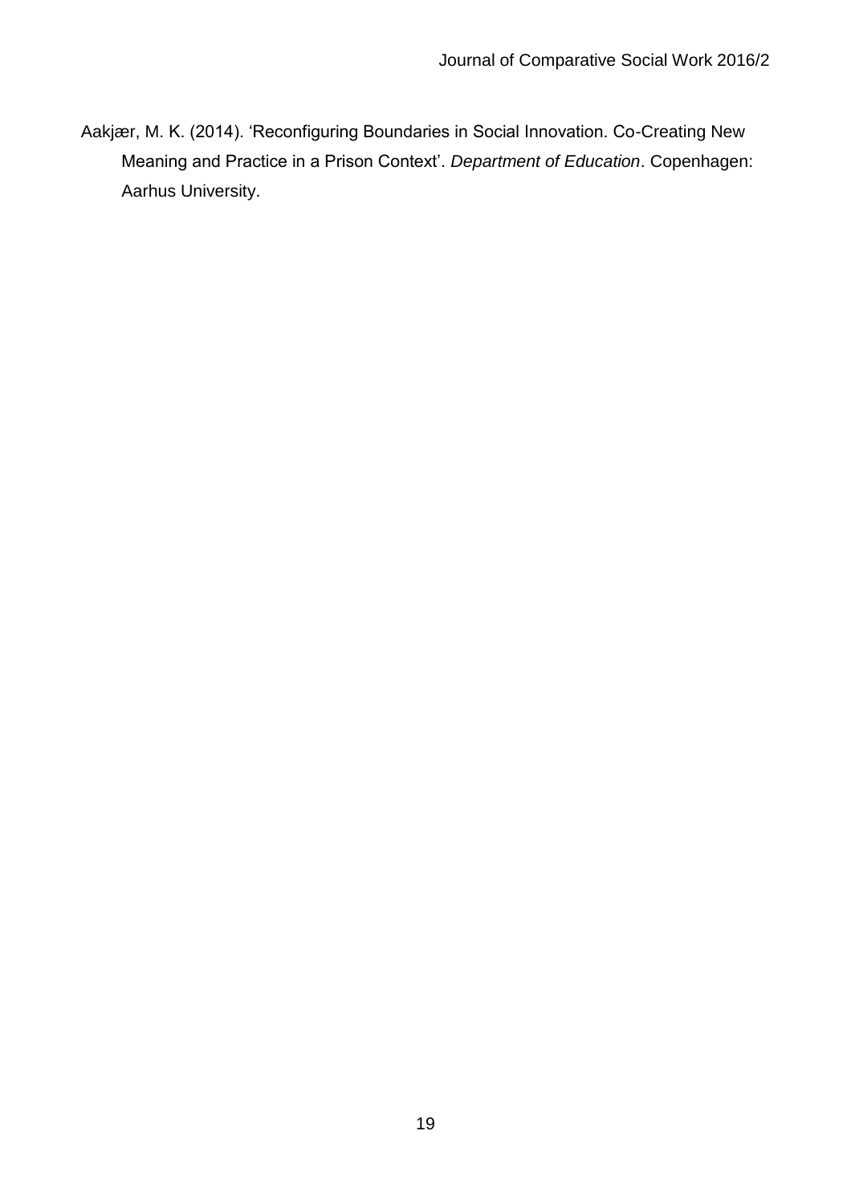Aakjær, M. K. (2014). 'Reconfiguring Boundaries in Social Innovation. Co-Creating New Meaning and Practice in a Prison Context'. *Department of Education*. Copenhagen: Aarhus University.